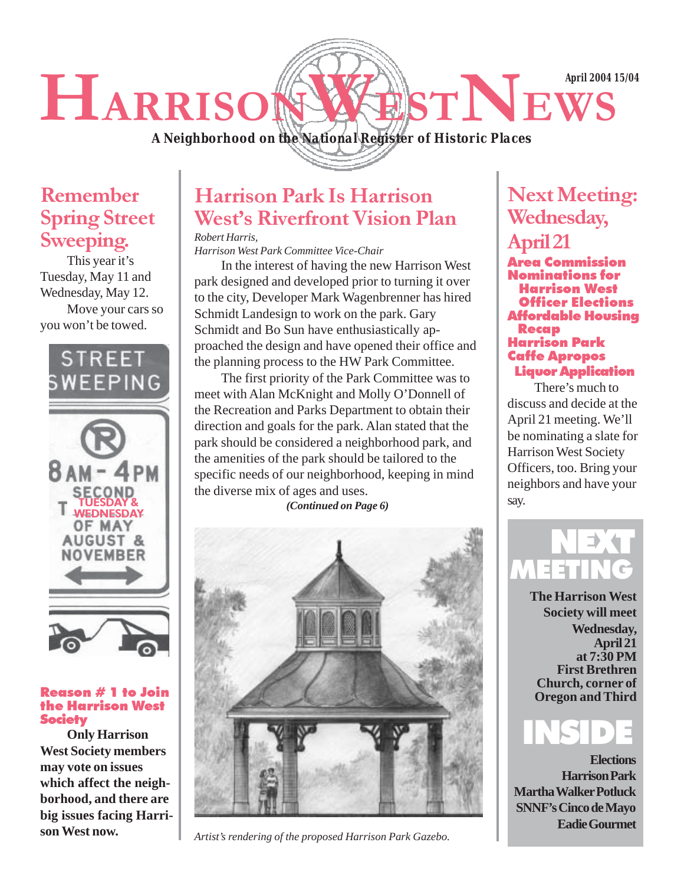# HARRISON WEST NEWS

April 2004 15/04

**A Neighborhood on the National Register of Historic Places**

## Remember Spring Street Sweeping.

This year it's Tuesday, May 11 and Wednesday, May 12.

Move your cars so you won't be towed.

STREET SWEEPING

8 AM - 4 PM
SECOND TUESDAY & WEDNESDAY OF MAY AUGUST & NOVEMBER

### Reason # 1 to Join the Harrison West Society

**Only Harrison West Society members may vote on issues which affect the neighborhood, and there are big issues facing Harrison West now.**

## Harrison Park Is Harrison West's Riverfront Vision Plan

*Robert Harris,*
*Harrison West Park Committee Vice-Chair*

In the interest of having the new Harrison West park designed and developed prior to turning it over to the city, Developer Mark Wagenbrenner has hired Schmidt Landesign to work on the park. Gary Schmidt and Bo Sun have enthusiastically approached the design and have opened their office and the planning process to the HW Park Committee.

The first priority of the Park Committee was to meet with Alan McKnight and Molly O'Donnell of the Recreation and Parks Department to obtain their direction and goals for the park. Alan stated that the park should be considered a neighborhood park, and the amenities of the park should be tailored to the specific needs of our neighborhood, keeping in mind the diverse mix of ages and uses.

***(Continued on Page 6)***

*Artist's rendering of the proposed Harrison Park Gazebo.*

## Next Meeting: Wednesday, April 21

**Area Commission Nominations for Harrison West Officer Elections**
**Affordable Housing Recap**
**Harrison Park**
**Caffe Apropos Liquor Application**

There's much to discuss and decide at the April 21 meeting. We'll be nominating a slate for Harrison West Society Officers, too. Bring your neighbors and have your say.

### NEXT MEETING

**The Harrison West Society will meet Wednesday, April 21 at 7:30 PM First Brethren Church, corner of Oregon and Third**

### INSIDE

**Elections**
**Harrison Park**
**Martha Walker Potluck**
**SNNF's Cinco de Mayo**
**Eadie Gourmet**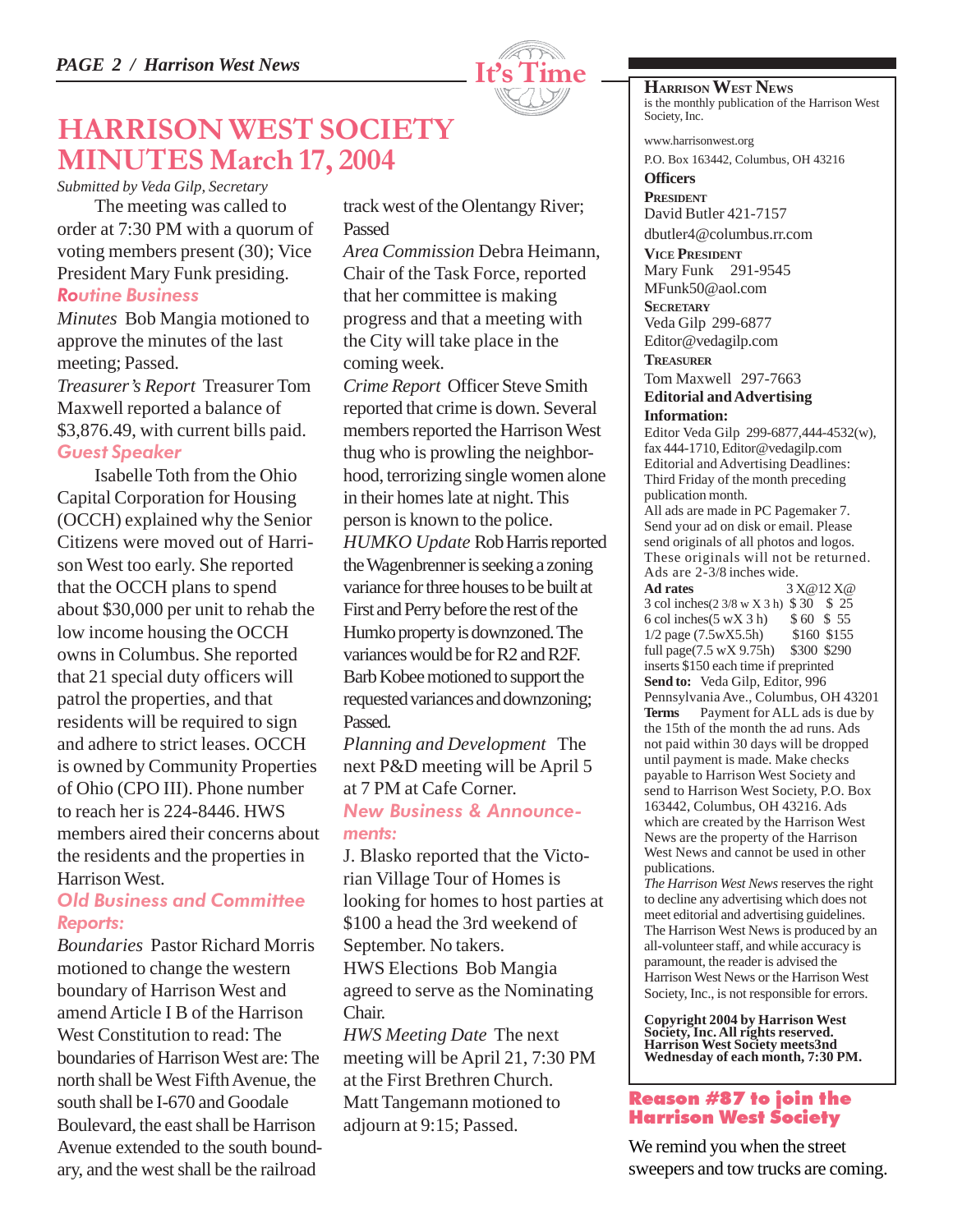# HARRISON WEST SOCIETY MINUTES March 17, 2004

*Submitted by Veda Gilp, Secretary*

The meeting was called to order at 7:30 PM with a quorum of voting members present (30); Vice President Mary Funk presiding.

### Routine Business

*Minutes* Bob Mangia motioned to approve the minutes of the last meeting; Passed.

*Treasurer's Report* Treasurer Tom Maxwell reported a balance of $3,876.49, with current bills paid.

### Guest Speaker

Isabelle Toth from the Ohio Capital Corporation for Housing (OCCH) explained why the Senior Citizens were moved out of Harrison West too early. She reported that the OCCH plans to spend about $30,000 per unit to rehab the low income housing the OCCH owns in Columbus. She reported that 21 special duty officers will patrol the properties, and that residents will be required to sign and adhere to strict leases. OCCH is owned by Community Properties of Ohio (CPO III). Phone number to reach her is 224-8446. HWS members aired their concerns about the residents and the properties in Harrison West.

### Old Business and Committee Reports:

*Boundaries* Pastor Richard Morris motioned to change the western boundary of Harrison West and amend Article I B of the Harrison West Constitution to read: The boundaries of Harrison West are: The north shall be West Fifth Avenue, the south shall be I-670 and Goodale Boulevard, the east shall be Harrison Avenue extended to the south boundary, and the west shall be the railroad track west of the Olentangy River; Passed

*Area Commission* Debra Heimann, Chair of the Task Force, reported that her committee is making progress and that a meeting with the City will take place in the coming week.

*Crime Report* Officer Steve Smith reported that crime is down. Several members reported the Harrison West thug who is prowling the neighborhood, terrorizing single women alone in their homes late at night. This person is known to the police.

*HUMKO Update* Rob Harris reported the Wagenbrenner is seeking a zoning variance for three houses to be built at First and Perry before the rest of the Humko property is downzoned. The variances would be for R2 and R2F. Barb Kobee motioned to support the requested variances and downzoning; Passed.

*Planning and Development* The next P&D meeting will be April 5 at 7 PM at Cafe Corner.

### New Business & Announcements:

J. Blasko reported that the Victorian Village Tour of Homes is looking for homes to host parties at $100 a head the 3rd weekend of September. No takers.

HWS Elections Bob Mangia agreed to serve as the Nominating Chair.

*HWS Meeting Date* The next meeting will be April 21, 7:30 PM at the First Brethren Church.

Matt Tangemann motioned to adjourn at 9:15; Passed.

---

**HARRISON WEST NEWS** is the monthly publication of the Harrison West Society, Inc.

www.harrisonwest.org

P.O. Box 163442, Columbus, OH 43216

**Officers**

**PRESIDENT**
David Butler 421-7157
dbutler4@columbus.rr.com

**VICE PRESIDENT**
Mary Funk 291-9545
MFunk50@aol.com

**SECRETARY**
Veda Gilp 299-6877
Editor@vedagilp.com

**TREASURER**
Tom Maxwell 297-7663

**Editorial and Advertising Information:**

Editor Veda Gilp 299-6877,444-4532(w), fax 444-1710, Editor@vedagilp.com

Editorial and Advertising Deadlines: Third Friday of the month preceding publication month.

All ads are made in PC Pagemaker 7. Send your ad on disk or email. Please send originals of all photos and logos. These originals will not be returned. Ads are 2-3/8 inches wide.

| **Ad rates** | 3 X@ | 12 X@ |
|---|---|---|
| 3 col inches(2 3/8 w X 3 h) | $ 30 | $ 25 |
| 6 col inches(5 wX 3 h) | $ 60 | $ 55 |
| 1/2 page (7.5wX5.5h) | $160 | $155 |
| full page(7.5 wX 9.75h) | $300 | $290 |

inserts $150 each time if preprinted

**Send to:** Veda Gilp, Editor, 996 Pennsylvania Ave., Columbus, OH 43201

**Terms** Payment for ALL ads is due by the 15th of the month the ad runs. Ads not paid within 30 days will be dropped until payment is made. Make checks payable to Harrison West Society and send to Harrison West Society, P.O. Box 163442, Columbus, OH 43216. Ads which are created by the Harrison West News are the property of the Harrison West News and cannot be used in other publications.

*The Harrison West News* reserves the right to decline any advertising which does not meet editorial and advertising guidelines. The Harrison West News is produced by an all-volunteer staff, and while accuracy is paramount, the reader is advised the Harrison West News or the Harrison West Society, Inc., is not responsible for errors.

**Copyright 2004 by Harrison West Society, Inc. All rights reserved. Harrison West Society meets3nd Wednesday of each month, 7:30 PM.**

---

## Reason #87 to join the Harrison West Society

We remind you when the street sweepers and tow trucks are coming.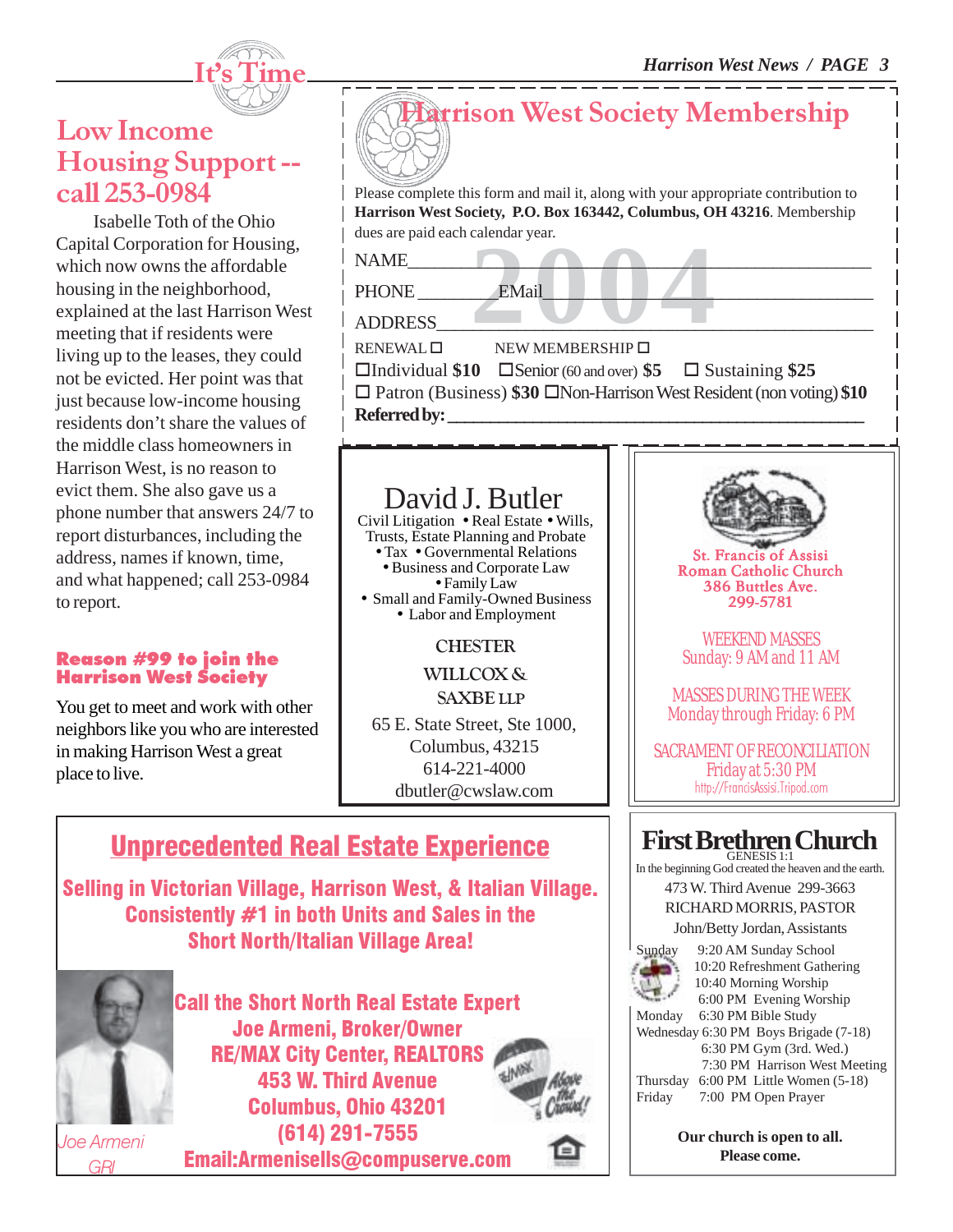## It's Time

## Low Income Housing Support -- call 253-0984

Isabelle Toth of the Ohio Capital Corporation for Housing, which now owns the affordable housing in the neighborhood, explained at the last Harrison West meeting that if residents were living up to the leases, they could not be evicted. Her point was that just because low-income housing residents don't share the values of the middle class homeowners in Harrison West, is no reason to evict them. She also gave us a phone number that answers 24/7 to report disturbances, including the address, names if known, time, and what happened; call 253-0984 to report.

### Reason #99 to join the Harrison West Society

You get to meet and work with other neighbors like you who are interested in making Harrison West a great place to live.

## Harrison West Society Membership

**2004**

Please complete this form and mail it, along with your appropriate contribution to **Harrison West Society, P.O. Box 163442, Columbus, OH 43216**. Membership dues are paid each calendar year.

NAME_______________________________________

PHONE ________ EMail_________________________

ADDRESS____________________________________

RENEWAL ☐ NEW MEMBERSHIP ☐

☐Individual **$10** ☐Senior (60 and over) **$5** ☐ Sustaining **$25**

☐ Patron (Business) **$30** ☐Non-Harrison West Resident (non voting) **$10**

**Referred by: _______________________________**

---

**David J. Butler**

Civil Litigation • Real Estate • Wills, Trusts, Estate Planning and Probate
• Tax • Governmental Relations
• Business and Corporate Law
• Family Law
• Small and Family-Owned Business
• Labor and Employment

CHESTER WILLCOX & SAXBE LLP

65 E. State Street, Ste 1000,
Columbus, 43215
614-221-4000
dbutler@cwslaw.com

---

**St. Francis of Assisi Roman Catholic Church**
386 Buttles Ave.
299-5781

WEEKEND MASSES
Sunday: 9 AM and 11 AM

MASSES DURING THE WEEK
Monday through Friday: 6 PM

SACRAMENT OF RECONCILIATION
Friday at 5:30 PM

http://FrancisAssisi.Tripod.com

---

## Unprecedented Real Estate Experience

**Selling in Victorian Village, Harrison West, & Italian Village.**
**Consistently #1 in both Units and Sales in the Short North/Italian Village Area!**

**Call the Short North Real Estate Expert**
**Joe Armeni, Broker/Owner**
**RE/MAX City Center, REALTORS**
**453 W. Third Avenue**
**Columbus, Ohio 43201**
**(614) 291-7555**
**Email:Armenisells@compuserve.com**

*Joe Armeni GRI*

Above the Crowd!

---

## First Brethren Church

GENESIS 1:1
In the beginning God created the heaven and the earth.

473 W. Third Avenue 299-3663
RICHARD MORRIS, PASTOR
John/Betty Jordan, Assistants

| | |
|---|---|
| Sunday | 9:20 AM Sunday School |
| | 10:20 Refreshment Gathering |
| | 10:40 Morning Worship |
| | 6:00 PM Evening Worship |
| Monday | 6:30 PM Bible Study |
| Wednesday | 6:30 PM Boys Brigade (7-18) |
| | 6:30 PM Gym (3rd. Wed.) |
| | 7:30 PM Harrison West Meeting |
| Thursday | 6:00 PM Little Women (5-18) |
| Friday | 7:00 PM Open Prayer |

**Our church is open to all.**
**Please come.**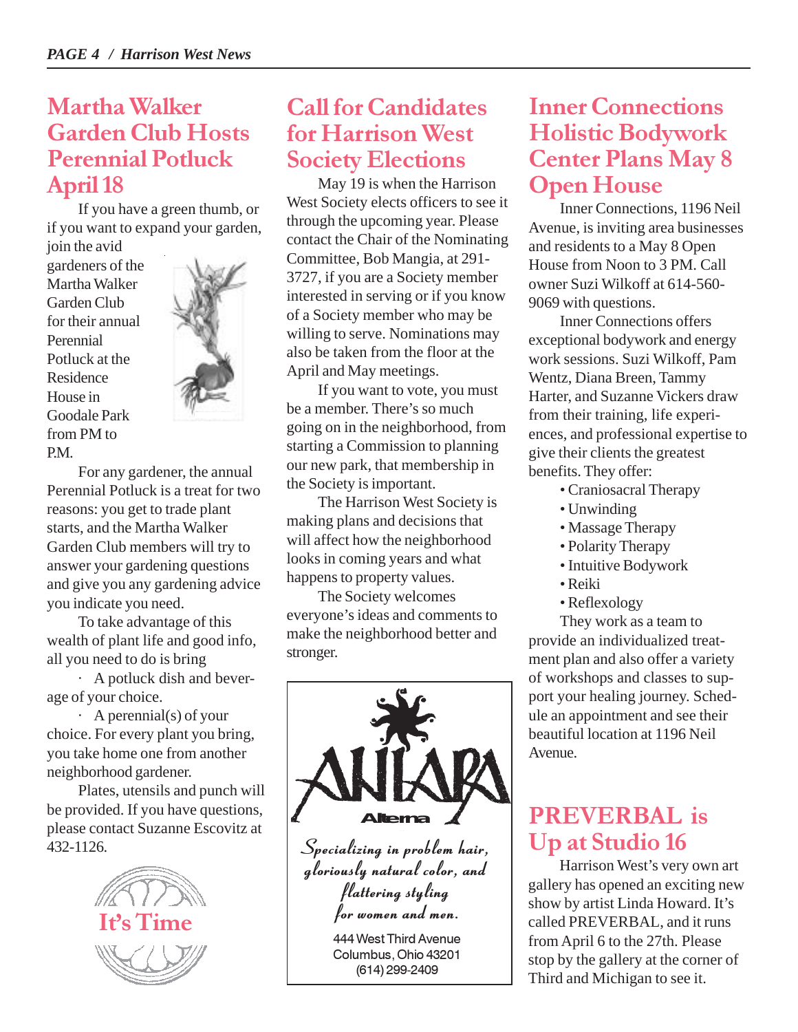## Martha Walker Garden Club Hosts Perennial Potluck April 18

If you have a green thumb, or if you want to expand your garden, join the avid gardeners of the Martha Walker Garden Club for their annual Perennial Potluck at the Residence House in Goodale Park from PM to P.M.

For any gardener, the annual Perennial Potluck is a treat for two reasons: you get to trade plant starts, and the Martha Walker Garden Club members will try to answer your gardening questions and give you any gardening advice you indicate you need.

To take advantage of this wealth of plant life and good info, all you need to do is bring

· A potluck dish and beverage of your choice.

· A perennial(s) of your choice. For every plant you bring, you take home one from another neighborhood gardener.

Plates, utensils and punch will be provided. If you have questions, please contact Suzanne Escovitz at 432-1126.

It's Time

## Call for Candidates for Harrison West Society Elections

May 19 is when the Harrison West Society elects officers to see it through the upcoming year. Please contact the Chair of the Nominating Committee, Bob Mangia, at 291-3727, if you are a Society member interested in serving or if you know of a Society member who may be willing to serve. Nominations may also be taken from the floor at the April and May meetings.

If you want to vote, you must be a member. There's so much going on in the neighborhood, from starting a Commission to planning our new park, that membership in the Society is important.

The Harrison West Society is making plans and decisions that will affect how the neighborhood looks in coming years and what happens to property values.

The Society welcomes everyone's ideas and comments to make the neighborhood better and stronger.

ANTARA

Alterna

*Specializing in problem hair, gloriously natural color, and flattering styling for women and men.*

444 West Third Avenue
Columbus, Ohio 43201
(614) 299-2409

## Inner Connections Holistic Bodywork Center Plans May 8 Open House

Inner Connections, 1196 Neil Avenue, is inviting area businesses and residents to a May 8 Open House from Noon to 3 PM. Call owner Suzi Wilkoff at 614-560-9069 with questions.

Inner Connections offers exceptional bodywork and energy work sessions. Suzi Wilkoff, Pam Wentz, Diana Breen, Tammy Harter, and Suzanne Vickers draw from their training, life experiences, and professional expertise to give their clients the greatest benefits. They offer:

- Craniosacral Therapy
- Unwinding
- Massage Therapy
- Polarity Therapy
- Intuitive Bodywork
- Reiki
- Reflexology

They work as a team to provide an individualized treatment plan and also offer a variety of workshops and classes to support your healing journey. Schedule an appointment and see their beautiful location at 1196 Neil Avenue.

## PREVERBAL is Up at Studio 16

Harrison West's very own art gallery has opened an exciting new show by artist Linda Howard. It's called PREVERBAL, and it runs from April 6 to the 27th. Please stop by the gallery at the corner of Third and Michigan to see it.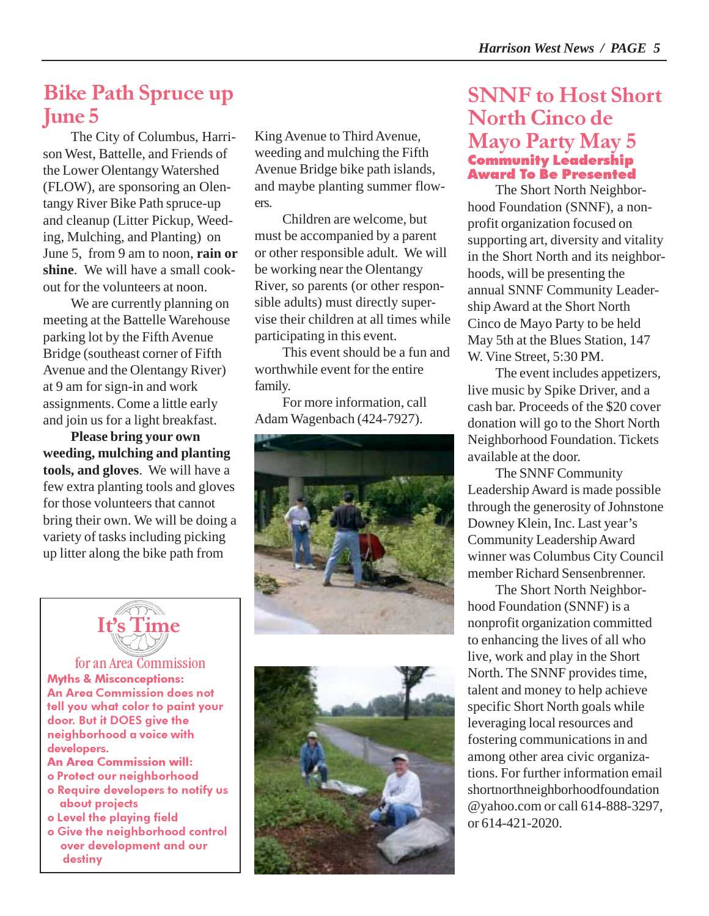## Bike Path Spruce up June 5

The City of Columbus, Harrison West, Battelle, and Friends of the Lower Olentangy Watershed (FLOW), are sponsoring an Olentangy River Bike Path spruce-up and cleanup (Litter Pickup, Weeding, Mulching, and Planting) on June 5, from 9 am to noon, **rain or shine**. We will have a small cookout for the volunteers at noon.

We are currently planning on meeting at the Battelle Warehouse parking lot by the Fifth Avenue Bridge (southeast corner of Fifth Avenue and the Olentangy River) at 9 am for sign-in and work assignments. Come a little early and join us for a light breakfast.

**Please bring your own weeding, mulching and planting tools, and gloves**. We will have a few extra planting tools and gloves for those volunteers that cannot bring their own. We will be doing a variety of tasks including picking up litter along the bike path from King Avenue to Third Avenue, weeding and mulching the Fifth Avenue Bridge bike path islands, and maybe planting summer flowers.

Children are welcome, but must be accompanied by a parent or other responsible adult. We will be working near the Olentangy River, so parents (or other responsible adults) must directly supervise their children at all times while participating in this event.

This event should be a fun and worthwhile event for the entire family.

For more information, call Adam Wagenbach (424-7927).

### It's Time for an Area Commission

**Myths & Misconceptions:**
**An Area Commission does not tell you what color to paint your door. But it DOES give the neighborhood a voice with developers.**

**An Area Commission will:**
- Protect our neighborhood
- Require developers to notify us about projects
- Level the playing field
- Give the neighborhood control over development and our destiny

## SNNF to Host Short North Cinco de Mayo Party May 5

### Community Leadership Award To Be Presented

The Short North Neighborhood Foundation (SNNF), a non-profit organization focused on supporting art, diversity and vitality in the Short North and its neighborhoods, will be presenting the annual SNNF Community Leadership Award at the Short North Cinco de Mayo Party to be held May 5th at the Blues Station, 147 W. Vine Street, 5:30 PM.

The event includes appetizers, live music by Spike Driver, and a cash bar. Proceeds of the $20 cover donation will go to the Short North Neighborhood Foundation. Tickets available at the door.

The SNNF Community Leadership Award is made possible through the generosity of Johnstone Downey Klein, Inc. Last year's Community Leadership Award winner was Columbus City Council member Richard Sensenbrenner.

The Short North Neighborhood Foundation (SNNF) is a nonprofit organization committed to enhancing the lives of all who live, work and play in the Short North. The SNNF provides time, talent and money to help achieve specific Short North goals while leveraging local resources and fostering communications in and among other area civic organizations. For further information email shortnorthneighborhoodfoundation@yahoo.com or call 614-888-3297, or 614-421-2020.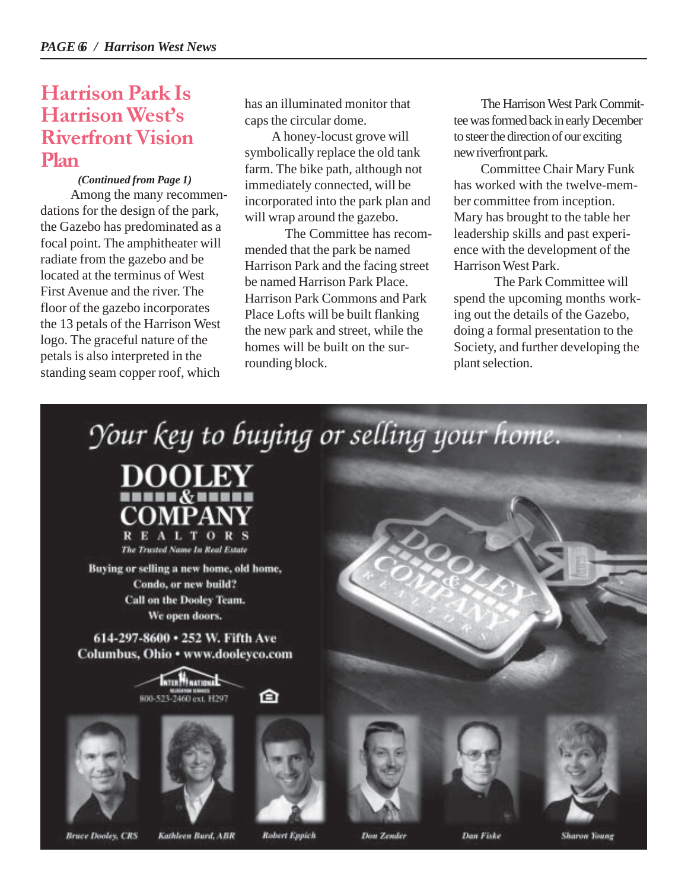## Harrison Park Is Harrison West's Riverfront Vision Plan

*(Continued from Page 1)*

Among the many recommendations for the design of the park, the Gazebo has predominated as a focal point. The amphitheater will radiate from the gazebo and be located at the terminus of West First Avenue and the river. The floor of the gazebo incorporates the 13 petals of the Harrison West logo. The graceful nature of the petals is also interpreted in the standing seam copper roof, which has an illuminated monitor that caps the circular dome.

A honey-locust grove will symbolically replace the old tank farm. The bike path, although not immediately connected, will be incorporated into the park plan and will wrap around the gazebo.

The Committee has recommended that the park be named Harrison Park and the facing street be named Harrison Park Place. Harrison Park Commons and Park Place Lofts will be built flanking the new park and street, while the homes will be built on the surrounding block.

The Harrison West Park Committee was formed back in early December to steer the direction of our exciting new riverfront park.

Committee Chair Mary Funk has worked with the twelve-member committee from inception. Mary has brought to the table her leadership skills and past experience with the development of the Harrison West Park.

The Park Committee will spend the upcoming months working out the details of the Gazebo, doing a formal presentation to the Society, and further developing the plant selection.

---

*Your key to buying or selling your home.*

**DOOLEY & COMPANY**
**REALTORS**
*The Trusted Name In Real Estate*

**Buying or selling a new home, old home, Condo, or new build?**
**Call on the Dooley Team.**
**We open doors.**

**614-297-8600 • 252 W. Fifth Ave**
**Columbus, Ohio • www.dooleyco.com**

INTERNATIONAL RELOCATION SERVICES
800-523-2460 ext. H297

*Bruce Dooley, CRS* | *Kathleen Burd, ABR* | *Robert Eppich* | *Don Zender* | *Dan Fiske* | *Sharon Young*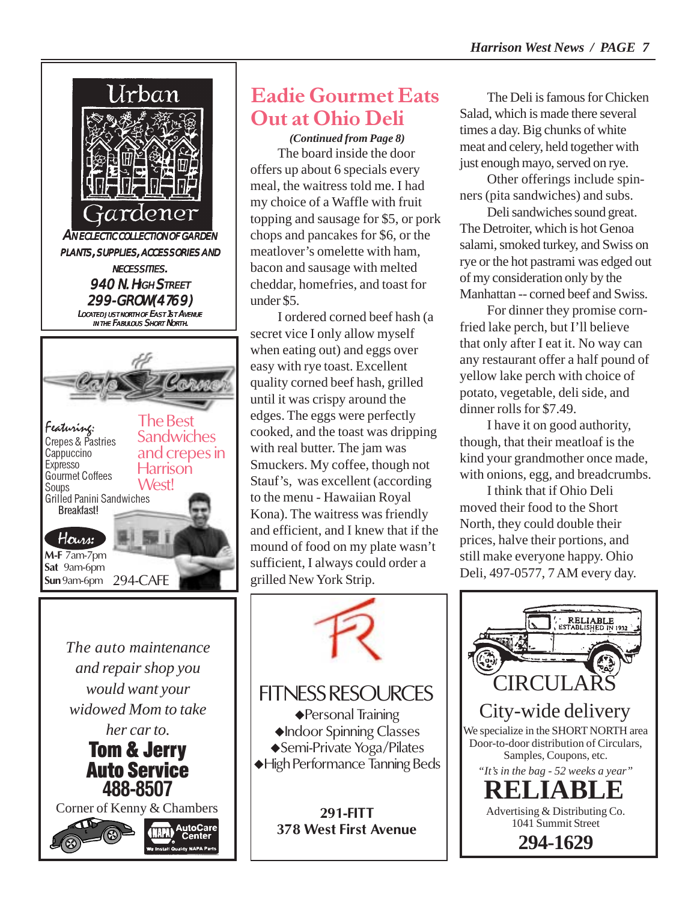## Eadie Gourmet Eats Out at Ohio Deli

*(Continued from Page 8)*

The board inside the door offers up about 6 specials every meal, the waitress told me. I had my choice of a Waffle with fruit topping and sausage for $5, or pork chops and pancakes for $6, or the meatlover's omelette with ham, bacon and sausage with melted cheddar, homefries, and toast for under $5.

I ordered corned beef hash (a secret vice I only allow myself when eating out) and eggs over easy with rye toast. Excellent quality corned beef hash, grilled until it was crispy around the edges. The eggs were perfectly cooked, and the toast was dripping with real butter. The jam was Smuckers. My coffee, though not Stauf's, was excellent (according to the menu - Hawaiian Royal Kona). The waitress was friendly and efficient, and I knew that if the mound of food on my plate wasn't sufficient, I always could order a grilled New York Strip.

The Deli is famous for Chicken Salad, which is made there several times a day. Big chunks of white meat and celery, held together with just enough mayo, served on rye.

Other offerings include spinners (pita sandwiches) and subs.

Deli sandwiches sound great. The Detroiter, which is hot Genoa salami, smoked turkey, and Swiss on rye or the hot pastrami was edged out of my consideration only by the Manhattan -- corned beef and Swiss.

For dinner they promise corn-fried lake perch, but I'll believe that only after I eat it. No way can any restaurant offer a half pound of yellow lake perch with choice of potato, vegetable, deli side, and dinner rolls for $7.49.

I have it on good authority, though, that their meatloaf is the kind your grandmother once made, with onions, egg, and breadcrumbs.

I think that if Ohio Deli moved their food to the Short North, they could double their prices, halve their portions, and still make everyone happy. Ohio Deli, 497-0577, 7 AM every day.

---

**Urban Gardener**

AN ECLECTIC COLLECTION OF GARDEN PLANTS, SUPPLIES, ACCESSORIES AND NECESSITIES.

**940 N. HIGH STREET**
**299-GROW(4769)**

LOCATED JUST NORTH OF EAST 1ST AVENUE IN THE FABULOUS SHORT NORTH.

---

**Cafe Corner**

*Featuring:*
- Crepes & Pastries
- Cappuccino
- Expresso
- Gourmet Coffees
- Soups
- Grilled Panini Sandwiches
- Breakfast!

The Best Sandwiches and crepes in Harrison West!

*Hours:*
**M-F** 7am-7pm
**Sat** 9am-6pm
**Sun** 9am-6pm

294-CAFE

---

*The auto maintenance and repair shop you would want your widowed Mom to take her car to.*

**Tom & Jerry Auto Service**
**488-8507**

Corner of Kenny & Chambers

NAPA AutoCare Center — We Install Quality NAPA Parts

---

**FITNESS RESOURCES**

- ◆Personal Training
- ◆Indoor Spinning Classes
- ◆Semi-Private Yoga/Pilates
- ◆High Performance Tanning Beds

**291-FITT**
**378 West First Avenue**

---

RELIABLE ESTABLISHED IN 1932

**CIRCULARS**

City-wide delivery

We specialize in the SHORT NORTH area
Door-to-door distribution of Circulars, Samples, Coupons, etc.

*"It's in the bag - 52 weeks a year"*

**RELIABLE**

Advertising & Distributing Co.
1041 Summit Street

**294-1629**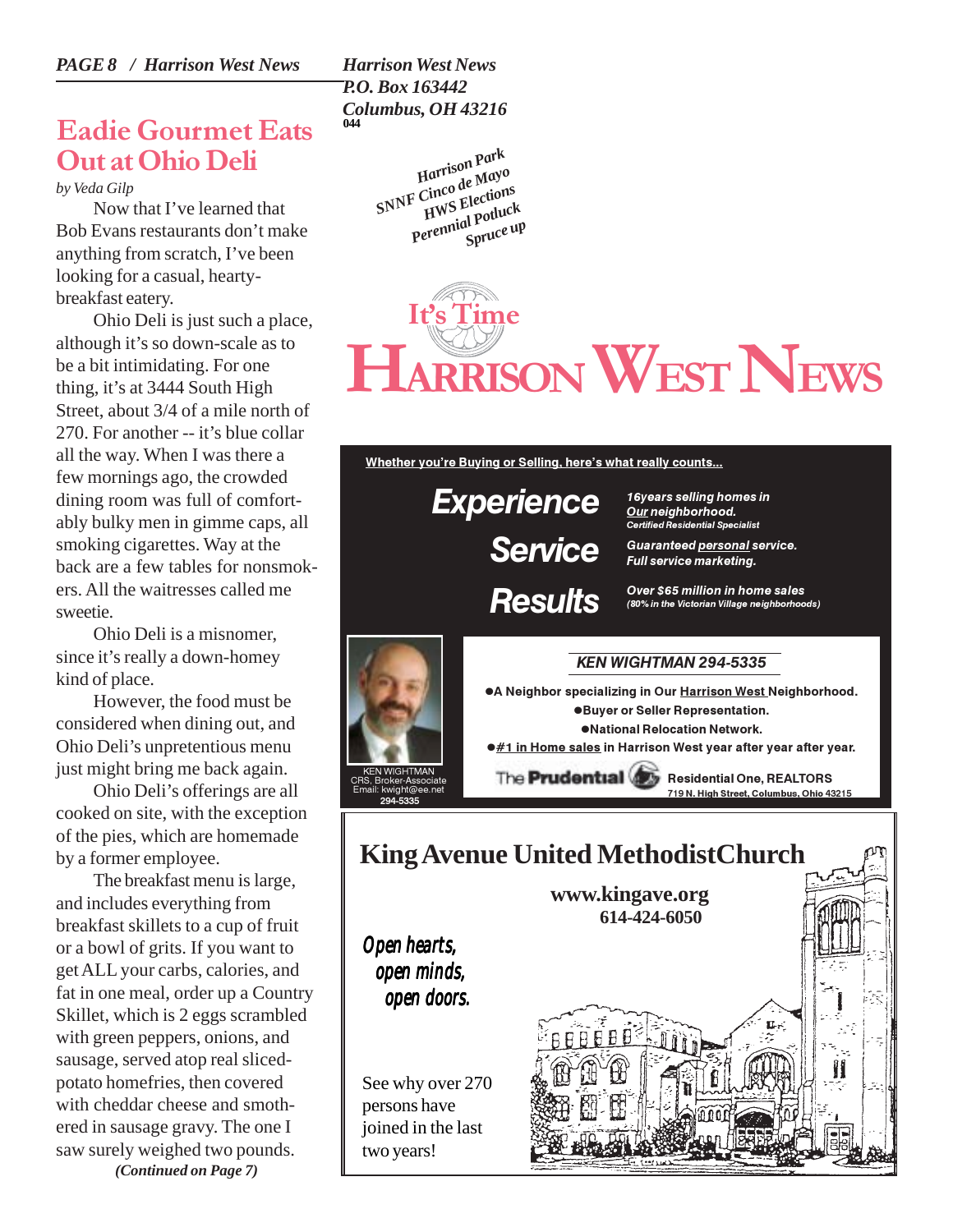# Eadie Gourmet Eats Out at Ohio Deli

*by Veda Gilp*

Now that I've learned that Bob Evans restaurants don't make anything from scratch, I've been looking for a casual, hearty-breakfast eatery.

Ohio Deli is just such a place, although it's so down-scale as to be a bit intimidating. For one thing, it's at 3444 South High Street, about 3/4 of a mile north of 270. For another -- it's blue collar all the way. When I was there a few mornings ago, the crowded dining room was full of comfortably bulky men in gimme caps, all smoking cigarettes. Way at the back are a few tables for nonsmokers. All the waitresses called me sweetie.

Ohio Deli is a misnomer, since it's really a down-homey kind of place.

However, the food must be considered when dining out, and Ohio Deli's unpretentious menu just might bring me back again.

Ohio Deli's offerings are all cooked on site, with the exception of the pies, which are homemade by a former employee.

The breakfast menu is large, and includes everything from breakfast skillets to a cup of fruit or a bowl of grits. If you want to get ALL your carbs, calories, and fat in one meal, order up a Country Skillet, which is 2 eggs scrambled with green peppers, onions, and sausage, served atop real sliced-potato homefries, then covered with cheddar cheese and smothered in sausage gravy. The one I saw surely weighed two pounds.

***(Continued on Page 7)***

*Harrison West News*
*P.O. Box 163442*
*Columbus, OH 43216*
044

*Harrison Park*
*SNNF Cinco de Mayo*
*HWS Elections*
*Perennial Potluck*
*Spruce up*

It's Time
**HARRISON WEST NEWS**

---

Whether you're Buying or Selling, here's what really counts...

***Experience*** — *16years selling homes in Our neighborhood.* *Certified Residential Specialist*

***Service*** — *Guaranteed personal service. Full service marketing.*

***Results*** — *Over $65 million in home sales* *(80% in the Victorian Village neighborhoods)*

KEN WIGHTMAN
CRS, Broker-Associate
Email: kwight@ee.net
294-5335

***KEN WIGHTMAN 294-5335***

- A Neighbor specializing in Our Harrison West Neighborhood.
- Buyer or Seller Representation.
- National Relocation Network.
- #1 in Home sales in Harrison West year after year after year.

The Prudential — Residential One, REALTORS
719 N. High Street, Columbus, Ohio 43215

---

**King Avenue United MethodistChurch**

**www.kingave.org**
**614-424-6050**

*Open hearts,*
*open minds,*
*open doors.*

See why over 270 persons have joined in the last two years!